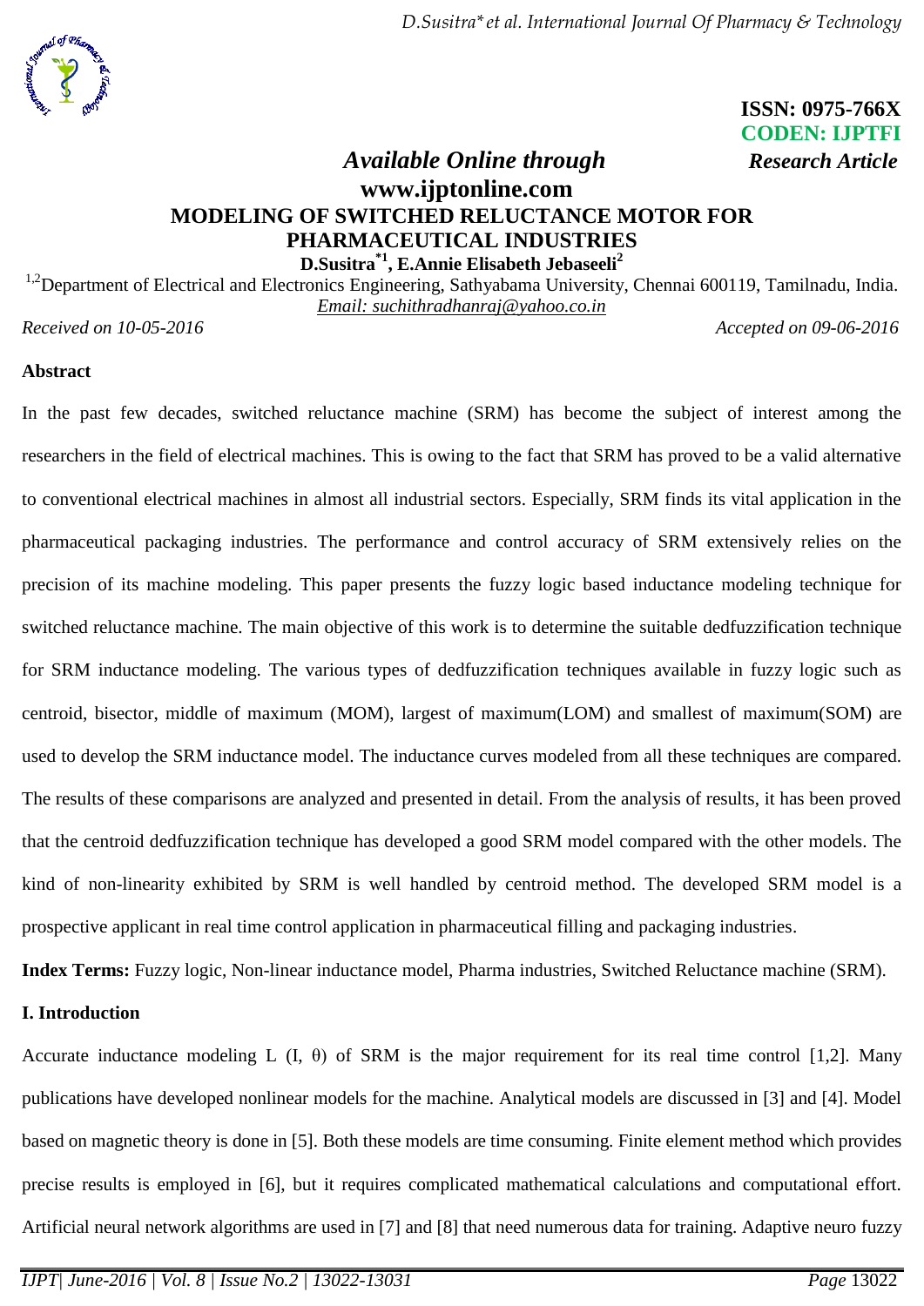ISSN: 0975-766X
CODEN: IJPTFI

*Available Online through* **Research Article**
**www.ijptonline.com**

# MODELING OF SWITCHED RELUCTANCE MOTOR FOR PHARMACEUTICAL INDUSTRIES

**D.Susitra[*1], E.Annie Elisabeth Jebaseeli[2]**

[1,2]Department of Electrical and Electronics Engineering, Sathyabama University, Chennai 600119, Tamilnadu, India.
Email: suchithradhanraj@yahoo.co.in

*Received on 10-05-2016* *Accepted on 09-06-2016*

## Abstract

In the past few decades, switched reluctance machine (SRM) has become the subject of interest among the researchers in the field of electrical machines. This is owing to the fact that SRM has proved to be a valid alternative to conventional electrical machines in almost all industrial sectors. Especially, SRM finds its vital application in the pharmaceutical packaging industries. The performance and control accuracy of SRM extensively relies on the precision of its machine modeling. This paper presents the fuzzy logic based inductance modeling technique for switched reluctance machine. The main objective of this work is to determine the suitable dedfuzzification technique for SRM inductance modeling. The various types of dedfuzzification techniques available in fuzzy logic such as centroid, bisector, middle of maximum (MOM), largest of maximum(LOM) and smallest of maximum(SOM) are used to develop the SRM inductance model. The inductance curves modeled from all these techniques are compared. The results of these comparisons are analyzed and presented in detail. From the analysis of results, it has been proved that the centroid dedfuzzification technique has developed a good SRM model compared with the other models. The kind of non-linearity exhibited by SRM is well handled by centroid method. The developed SRM model is a prospective applicant in real time control application in pharmaceutical filling and packaging industries.

**Index Terms:** Fuzzy logic, Non-linear inductance model, Pharma industries, Switched Reluctance machine (SRM).

## I. Introduction

Accurate inductance modeling L (I, θ) of SRM is the major requirement for its real time control [1,2]. Many publications have developed nonlinear models for the machine. Analytical models are discussed in [3] and [4]. Model based on magnetic theory is done in [5]. Both these models are time consuming. Finite element method which provides precise results is employed in [6], but it requires complicated mathematical calculations and computational effort. Artificial neural network algorithms are used in [7] and [8] that need numerous data for training. Adaptive neuro fuzzy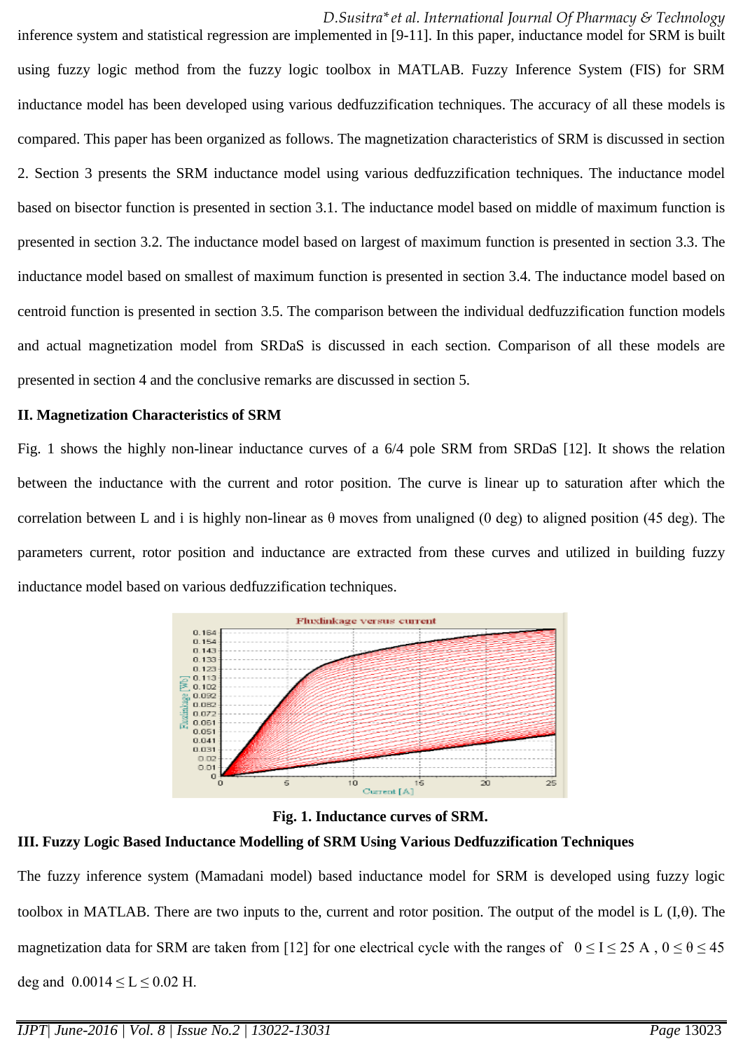inference system and statistical regression are implemented in [9-11]. In this paper, inductance model for SRM is built using fuzzy logic method from the fuzzy logic toolbox in MATLAB. Fuzzy Inference System (FIS) for SRM inductance model has been developed using various dedfuzzification techniques. The accuracy of all these models is compared. This paper has been organized as follows. The magnetization characteristics of SRM is discussed in section 2. Section 3 presents the SRM inductance model using various dedfuzzification techniques. The inductance model based on bisector function is presented in section 3.1. The inductance model based on middle of maximum function is presented in section 3.2. The inductance model based on largest of maximum function is presented in section 3.3. The inductance model based on smallest of maximum function is presented in section 3.4. The inductance model based on centroid function is presented in section 3.5. The comparison between the individual dedfuzzification function models and actual magnetization model from SRDaS is discussed in each section. Comparison of all these models are presented in section 4 and the conclusive remarks are discussed in section 5.

## II. Magnetization Characteristics of SRM

Fig. 1 shows the highly non-linear inductance curves of a 6/4 pole SRM from SRDaS [12]. It shows the relation between the inductance with the current and rotor position. The curve is linear up to saturation after which the correlation between L and i is highly non-linear as θ moves from unaligned (0 deg) to aligned position (45 deg). The parameters current, rotor position and inductance are extracted from these curves and utilized in building fuzzy inductance model based on various dedfuzzification techniques.

**Fig. 1. Inductance curves of SRM.**

## III. Fuzzy Logic Based Inductance Modelling of SRM Using Various Dedfuzzification Techniques

The fuzzy inference system (Mamadani model) based inductance model for SRM is developed using fuzzy logic toolbox in MATLAB. There are two inputs to the, current and rotor position. The output of the model is L (I,θ). The magnetization data for SRM are taken from [12] for one electrical cycle with the ranges of $0 \leq I \leq 25$ A , $0 \leq \theta \leq 45$ deg and $0.0014 \leq L \leq 0.02$ H.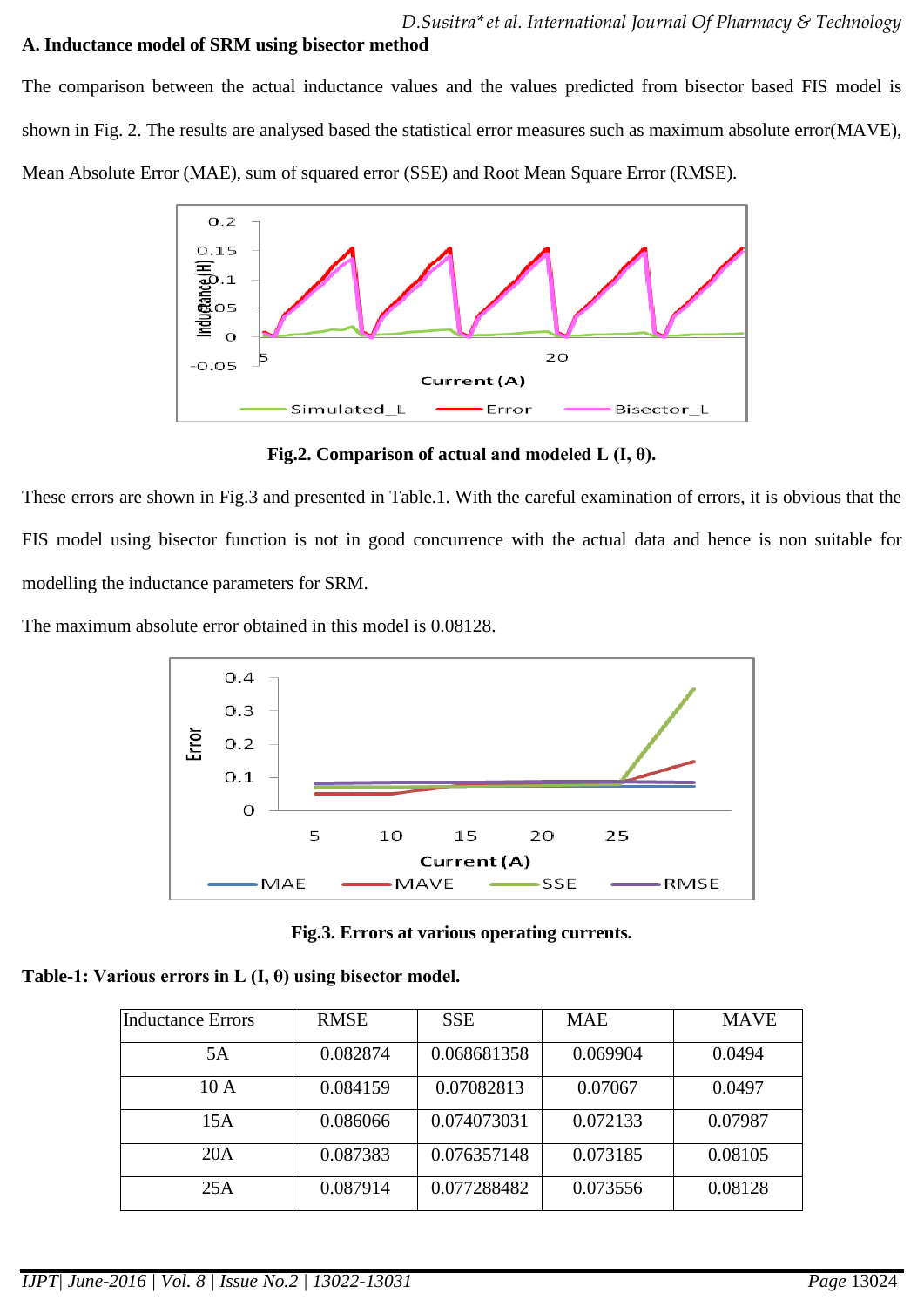## A. Inductance model of SRM using bisector method

The comparison between the actual inductance values and the values predicted from bisector based FIS model is shown in Fig. 2. The results are analysed based the statistical error measures such as maximum absolute error(MAVE), Mean Absolute Error (MAE), sum of squared error (SSE) and Root Mean Square Error (RMSE).

**Fig.2. Comparison of actual and modeled L (I, θ).**

These errors are shown in Fig.3 and presented in Table.1. With the careful examination of errors, it is obvious that the FIS model using bisector function is not in good concurrence with the actual data and hence is non suitable for modelling the inductance parameters for SRM.

The maximum absolute error obtained in this model is 0.08128.

**Fig.3. Errors at various operating currents.**

**Table-1: Various errors in L (I, θ) using bisector model.**

| Inductance Errors | RMSE | SSE | MAE | MAVE |
|---|---|---|---|---|
| 5A | 0.082874 | 0.068681358 | 0.069904 | 0.0494 |
| 10 A | 0.084159 | 0.07082813 | 0.07067 | 0.0497 |
| 15A | 0.086066 | 0.074073031 | 0.072133 | 0.07987 |
| 20A | 0.087383 | 0.076357148 | 0.073185 | 0.08105 |
| 25A | 0.087914 | 0.077288482 | 0.073556 | 0.08128 |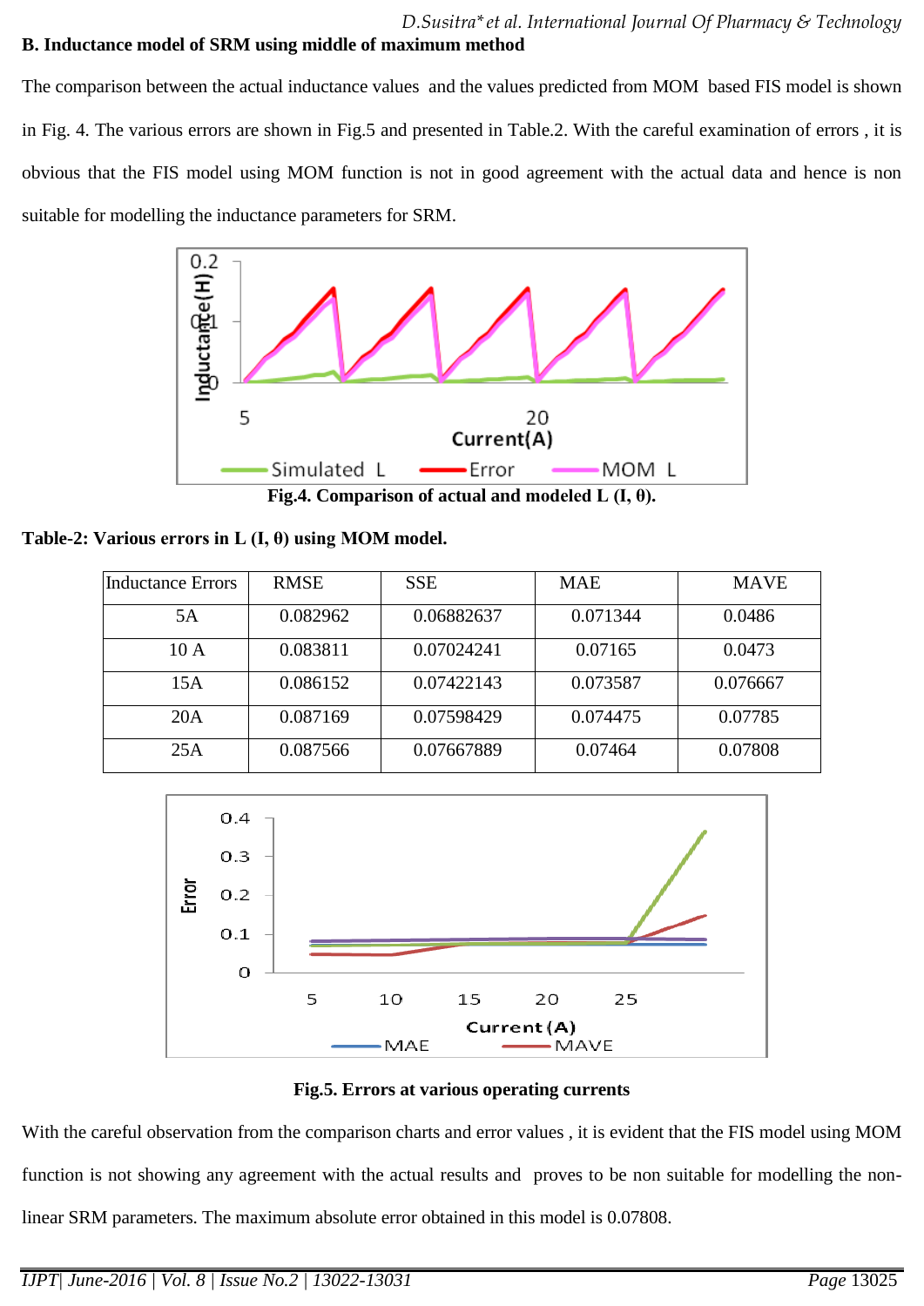**B. Inductance model of SRM using middle of maximum method**

The comparison between the actual inductance values and the values predicted from MOM based FIS model is shown in Fig. 4. The various errors are shown in Fig.5 and presented in Table.2. With the careful examination of errors , it is obvious that the FIS model using MOM function is not in good agreement with the actual data and hence is non suitable for modelling the inductance parameters for SRM.

**Fig.4. Comparison of actual and modeled L (I, θ).**

**Table-2: Various errors in L (I, θ) using MOM model.**

| Inductance Errors | RMSE | SSE | MAE | MAVE |
|---|---|---|---|---|
| 5A | 0.082962 | 0.06882637 | 0.071344 | 0.0486 |
| 10 A | 0.083811 | 0.07024241 | 0.07165 | 0.0473 |
| 15A | 0.086152 | 0.07422143 | 0.073587 | 0.076667 |
| 20A | 0.087169 | 0.07598429 | 0.074475 | 0.07785 |
| 25A | 0.087566 | 0.07667889 | 0.07464 | 0.07808 |

**Fig.5. Errors at various operating currents**

With the careful observation from the comparison charts and error values , it is evident that the FIS model using MOM function is not showing any agreement with the actual results and proves to be non suitable for modelling the non-linear SRM parameters. The maximum absolute error obtained in this model is 0.07808.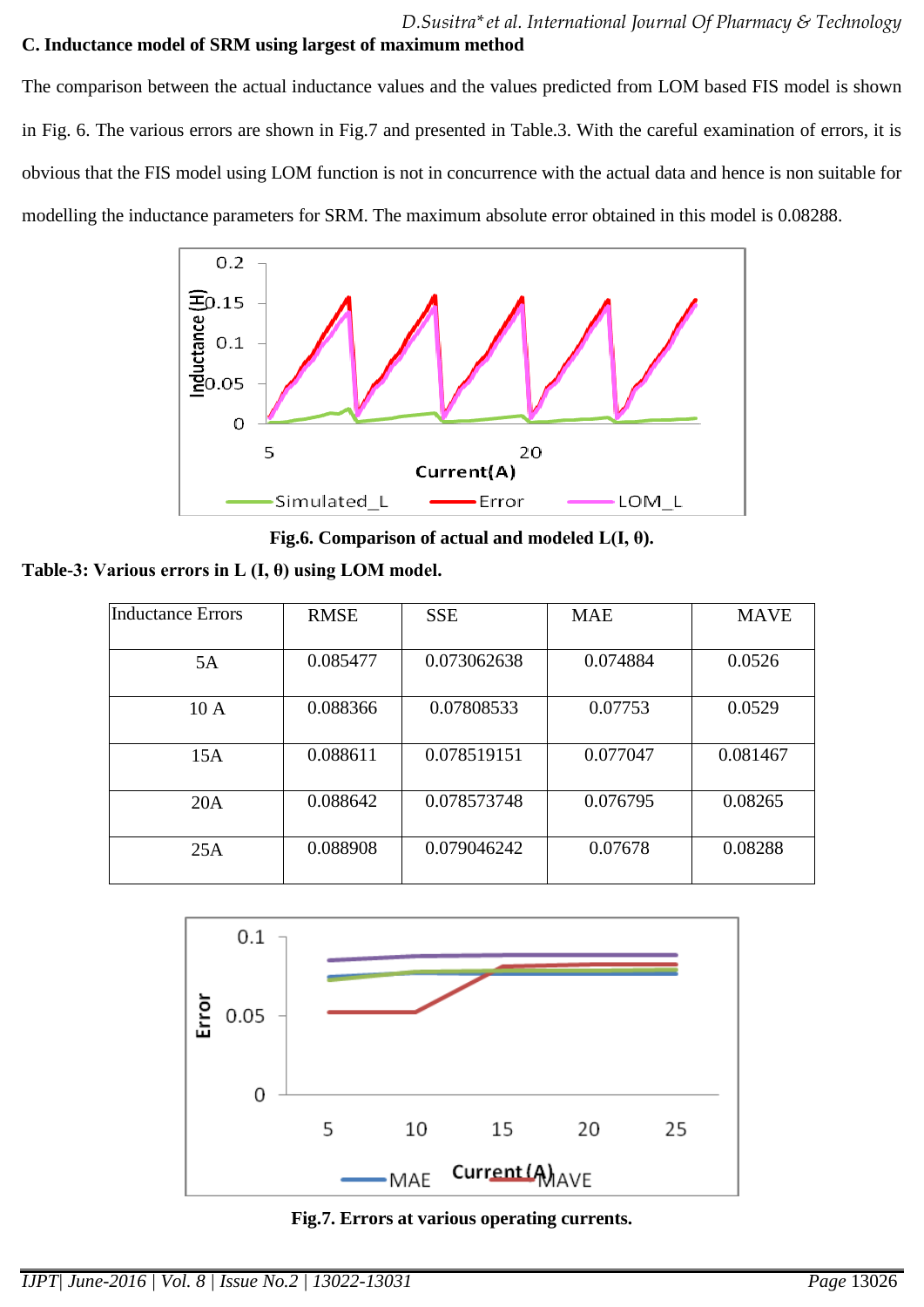### C. Inductance model of SRM using largest of maximum method

The comparison between the actual inductance values and the values predicted from LOM based FIS model is shown in Fig. 6. The various errors are shown in Fig.7 and presented in Table.3. With the careful examination of errors, it is obvious that the FIS model using LOM function is not in concurrence with the actual data and hence is non suitable for modelling the inductance parameters for SRM. The maximum absolute error obtained in this model is 0.08288.

**Fig.6. Comparison of actual and modeled L(I, θ).**

**Table-3: Various errors in L (I, θ) using LOM model.**

| Inductance Errors | RMSE | SSE | MAE | MAVE |
|---|---|---|---|---|
| 5A | 0.085477 | 0.073062638 | 0.074884 | 0.0526 |
| 10 A | 0.088366 | 0.07808533 | 0.07753 | 0.0529 |
| 15A | 0.088611 | 0.078519151 | 0.077047 | 0.081467 |
| 20A | 0.088642 | 0.078573748 | 0.076795 | 0.08265 |
| 25A | 0.088908 | 0.079046242 | 0.07678 | 0.08288 |

**Fig.7. Errors at various operating currents.**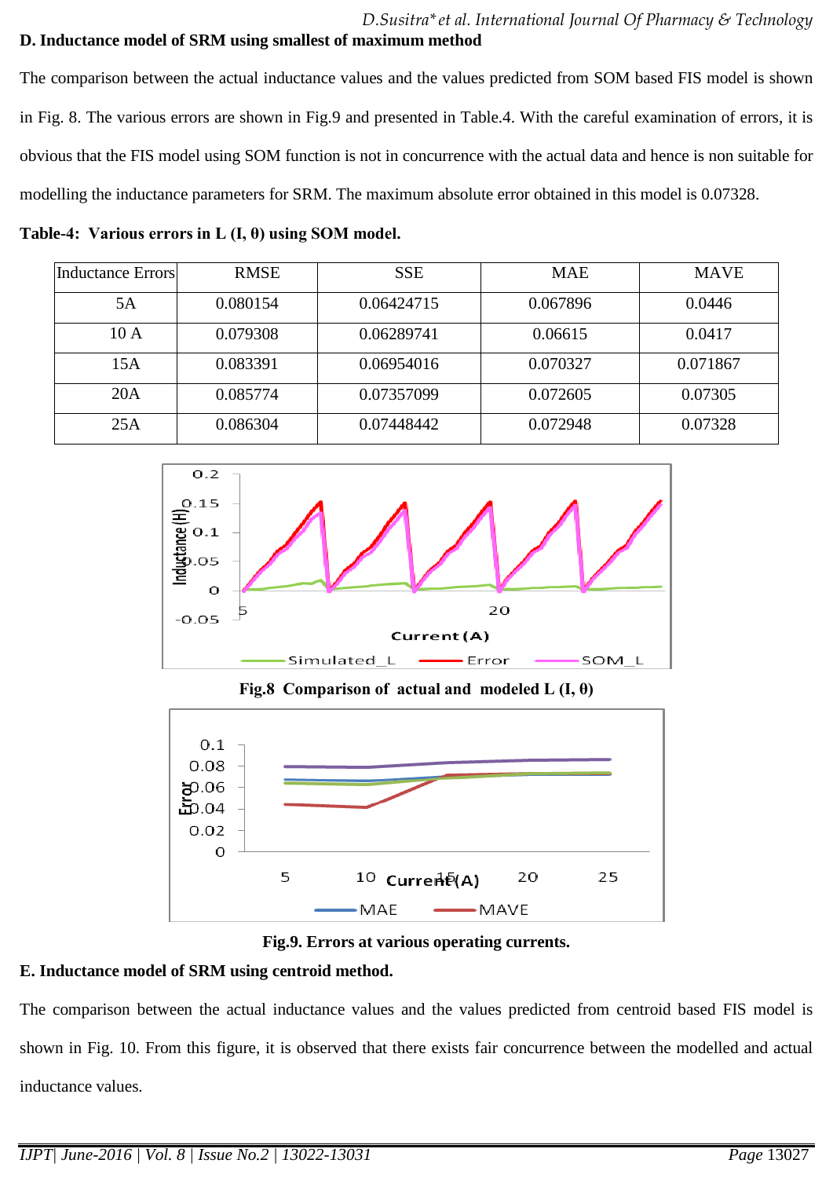### D. Inductance model of SRM using smallest of maximum method

The comparison between the actual inductance values and the values predicted from SOM based FIS model is shown in Fig. 8. The various errors are shown in Fig.9 and presented in Table.4. With the careful examination of errors, it is obvious that the FIS model using SOM function is not in concurrence with the actual data and hence is non suitable for modelling the inductance parameters for SRM. The maximum absolute error obtained in this model is 0.07328.

**Table-4: Various errors in L (I, θ) using SOM model.**

| Inductance Errors | RMSE | SSE | MAE | MAVE |
|---|---|---|---|---|
| 5A | 0.080154 | 0.06424715 | 0.067896 | 0.0446 |
| 10 A | 0.079308 | 0.06289741 | 0.06615 | 0.0417 |
| 15A | 0.083391 | 0.06954016 | 0.070327 | 0.071867 |
| 20A | 0.085774 | 0.07357099 | 0.072605 | 0.07305 |
| 25A | 0.086304 | 0.07448442 | 0.072948 | 0.07328 |

**Fig.8 Comparison of actual and modeled L (I, θ)**

**Fig.9. Errors at various operating currents.**

### E. Inductance model of SRM using centroid method.

The comparison between the actual inductance values and the values predicted from centroid based FIS model is shown in Fig. 10. From this figure, it is observed that there exists fair concurrence between the modelled and actual inductance values.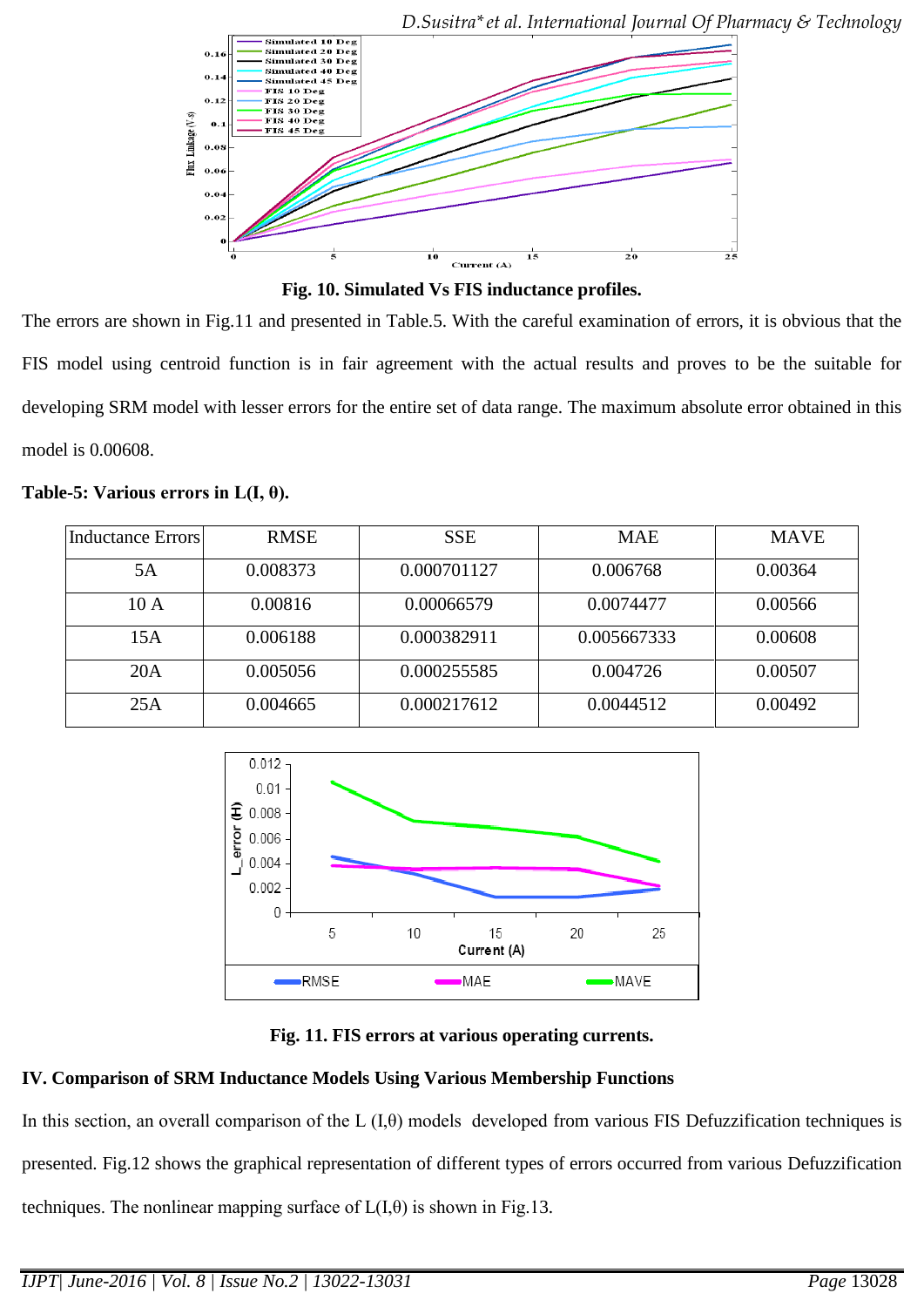Fig. 10. Simulated Vs FIS inductance profiles.

The errors are shown in Fig.11 and presented in Table.5. With the careful examination of errors, it is obvious that the FIS model using centroid function is in fair agreement with the actual results and proves to be the suitable for developing SRM model with lesser errors for the entire set of data range. The maximum absolute error obtained in this model is 0.00608.

**Table-5: Various errors in L(I, θ).**

| Inductance Errors | RMSE | SSE | MAE | MAVE |
|---|---|---|---|---|
| 5A | 0.008373 | 0.000701127 | 0.006768 | 0.00364 |
| 10 A | 0.00816 | 0.00066579 | 0.0074477 | 0.00566 |
| 15A | 0.006188 | 0.000382911 | 0.005667333 | 0.00608 |
| 20A | 0.005056 | 0.000255585 | 0.004726 | 0.00507 |
| 25A | 0.004665 | 0.000217612 | 0.0044512 | 0.00492 |

Fig. 11. FIS errors at various operating currents.

## IV. Comparison of SRM Inductance Models Using Various Membership Functions

In this section, an overall comparison of the L (I,θ) models developed from various FIS Defuzzification techniques is presented. Fig.12 shows the graphical representation of different types of errors occurred from various Defuzzification techniques. The nonlinear mapping surface of L(I,θ) is shown in Fig.13.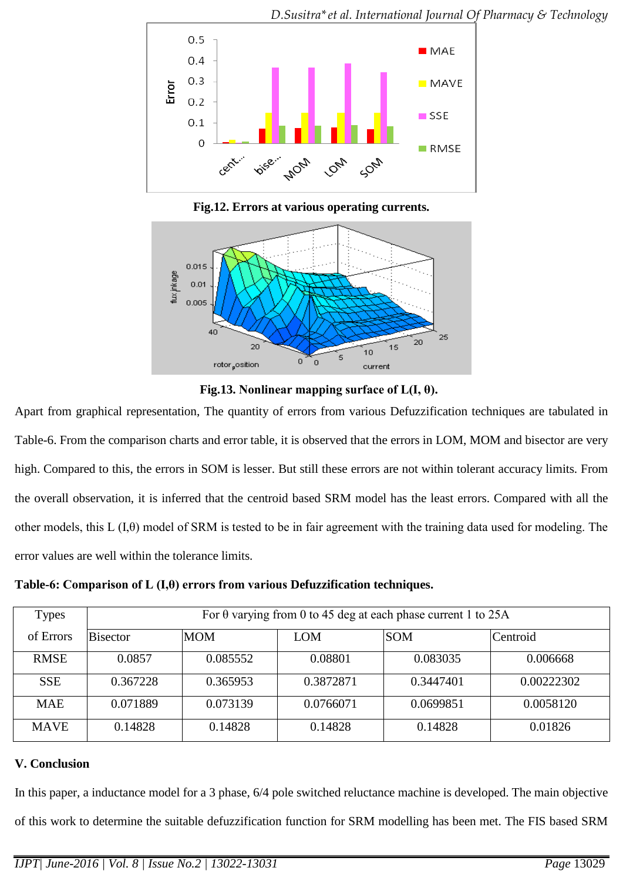Fig.12. Errors at various operating currents.

Fig.13. Nonlinear mapping surface of L(I, θ).

Apart from graphical representation, The quantity of errors from various Defuzzification techniques are tabulated in Table-6. From the comparison charts and error table, it is observed that the errors in LOM, MOM and bisector are very high. Compared to this, the errors in SOM is lesser. But still these errors are not within tolerant accuracy limits. From the overall observation, it is inferred that the centroid based SRM model has the least errors. Compared with all the other models, this L (I,θ) model of SRM is tested to be in fair agreement with the training data used for modeling. The error values are well within the tolerance limits.

**Table-6: Comparison of L (I,θ) errors from various Defuzzification techniques.**

| Types of Errors | For θ varying from 0 to 45 deg at each phase current 1 to 25A | | | | |
|---|---|---|---|---|---|
| | Bisector | MOM | LOM | SOM | Centroid |
| RMSE | 0.0857 | 0.085552 | 0.08801 | 0.083035 | 0.006668 |
| SSE | 0.367228 | 0.365953 | 0.3872871 | 0.3447401 | 0.00222302 |
| MAE | 0.071889 | 0.073139 | 0.0766071 | 0.0699851 | 0.0058120 |
| MAVE | 0.14828 | 0.14828 | 0.14828 | 0.14828 | 0.01826 |

## V. Conclusion

In this paper, a inductance model for a 3 phase, 6/4 pole switched reluctance machine is developed. The main objective of this work to determine the suitable defuzzification function for SRM modelling has been met. The FIS based SRM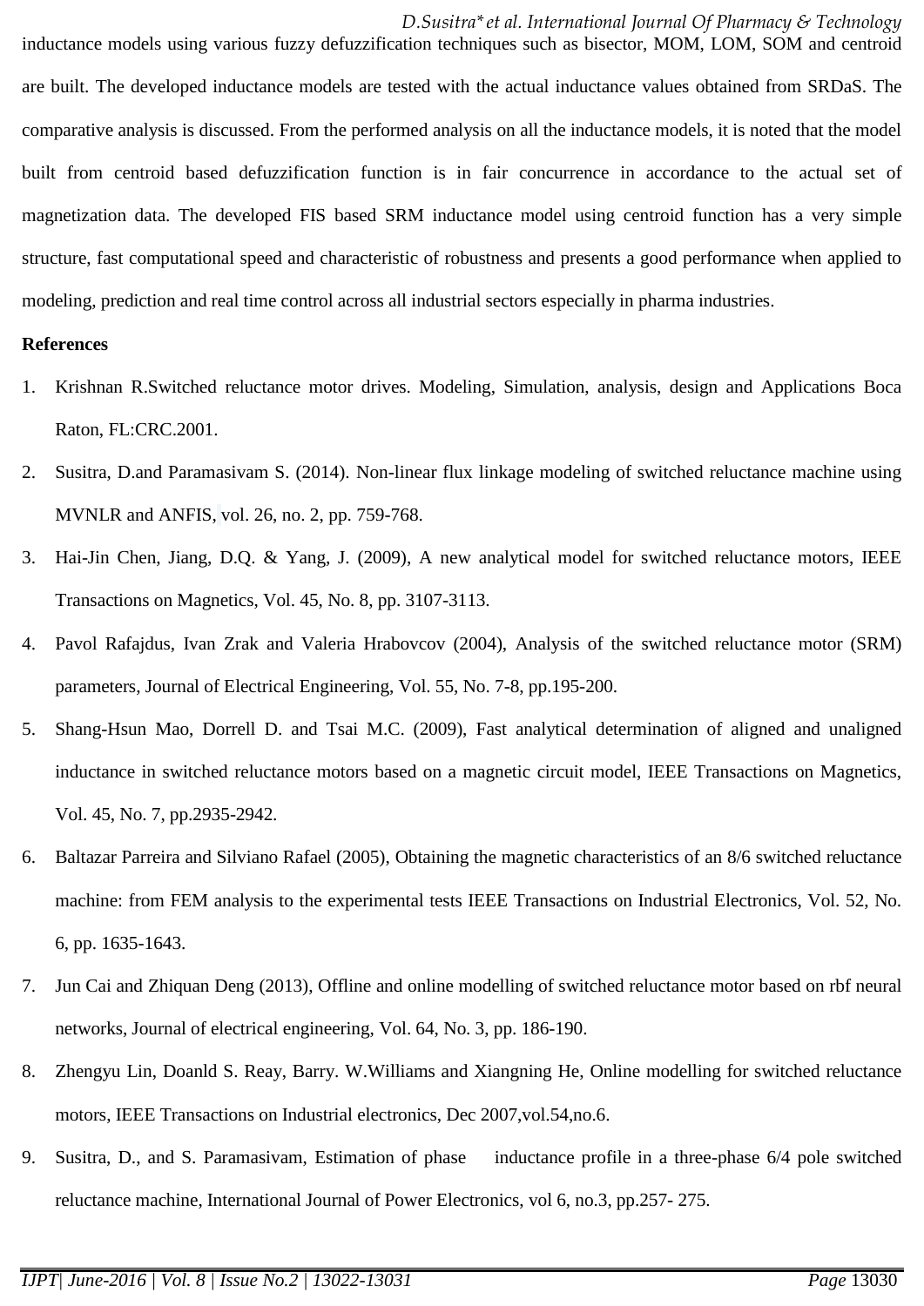inductance models using various fuzzy defuzzification techniques such as bisector, MOM, LOM, SOM and centroid are built. The developed inductance models are tested with the actual inductance values obtained from SRDaS. The comparative analysis is discussed. From the performed analysis on all the inductance models, it is noted that the model built from centroid based defuzzification function is in fair concurrence in accordance to the actual set of magnetization data. The developed FIS based SRM inductance model using centroid function has a very simple structure, fast computational speed and characteristic of robustness and presents a good performance when applied to modeling, prediction and real time control across all industrial sectors especially in pharma industries.

**References**

1. Krishnan R.Switched reluctance motor drives. Modeling, Simulation, analysis, design and Applications Boca Raton, FL:CRC.2001.
2. Susitra, D.and Paramasivam S. (2014). Non-linear flux linkage modeling of switched reluctance machine using MVNLR and ANFIS, vol. 26, no. 2, pp. 759-768.
3. Hai-Jin Chen, Jiang, D.Q. & Yang, J. (2009), A new analytical model for switched reluctance motors, IEEE Transactions on Magnetics, Vol. 45, No. 8, pp. 3107-3113.
4. Pavol Rafajdus, Ivan Zrak and Valeria Hrabovcov (2004), Analysis of the switched reluctance motor (SRM) parameters, Journal of Electrical Engineering, Vol. 55, No. 7-8, pp.195-200.
5. Shang-Hsun Mao, Dorrell D. and Tsai M.C. (2009), Fast analytical determination of aligned and unaligned inductance in switched reluctance motors based on a magnetic circuit model, IEEE Transactions on Magnetics, Vol. 45, No. 7, pp.2935-2942.
6. Baltazar Parreira and Silviano Rafael (2005), Obtaining the magnetic characteristics of an 8/6 switched reluctance machine: from FEM analysis to the experimental tests IEEE Transactions on Industrial Electronics, Vol. 52, No. 6, pp. 1635-1643.
7. Jun Cai and Zhiquan Deng (2013), Offline and online modelling of switched reluctance motor based on rbf neural networks, Journal of electrical engineering, Vol. 64, No. 3, pp. 186-190.
8. Zhengyu Lin, Doanld S. Reay, Barry. W.Williams and Xiangning He, Online modelling for switched reluctance motors, IEEE Transactions on Industrial electronics, Dec 2007,vol.54,no.6.
9. Susitra, D., and S. Paramasivam, Estimation of phase inductance profile in a three-phase 6/4 pole switched reluctance machine, International Journal of Power Electronics, vol 6, no.3, pp.257- 275.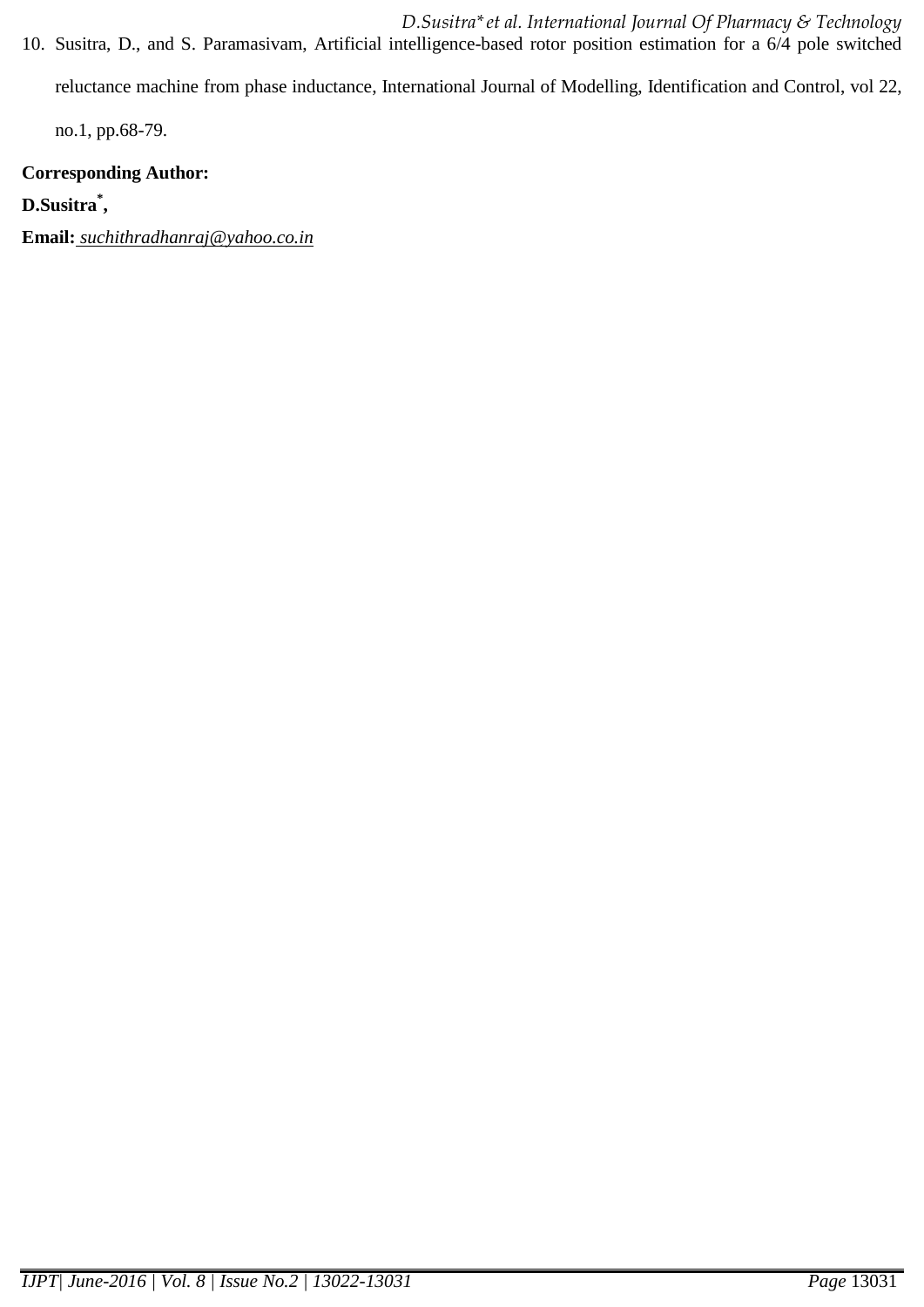10. Susitra, D., and S. Paramasivam, Artificial intelligence-based rotor position estimation for a 6/4 pole switched reluctance machine from phase inductance, International Journal of Modelling, Identification and Control, vol 22, no.1, pp.68-79.

**Corresponding Author:**

**D.Susitra*,**

**Email:** *suchithradhanraj@yahoo.co.in*